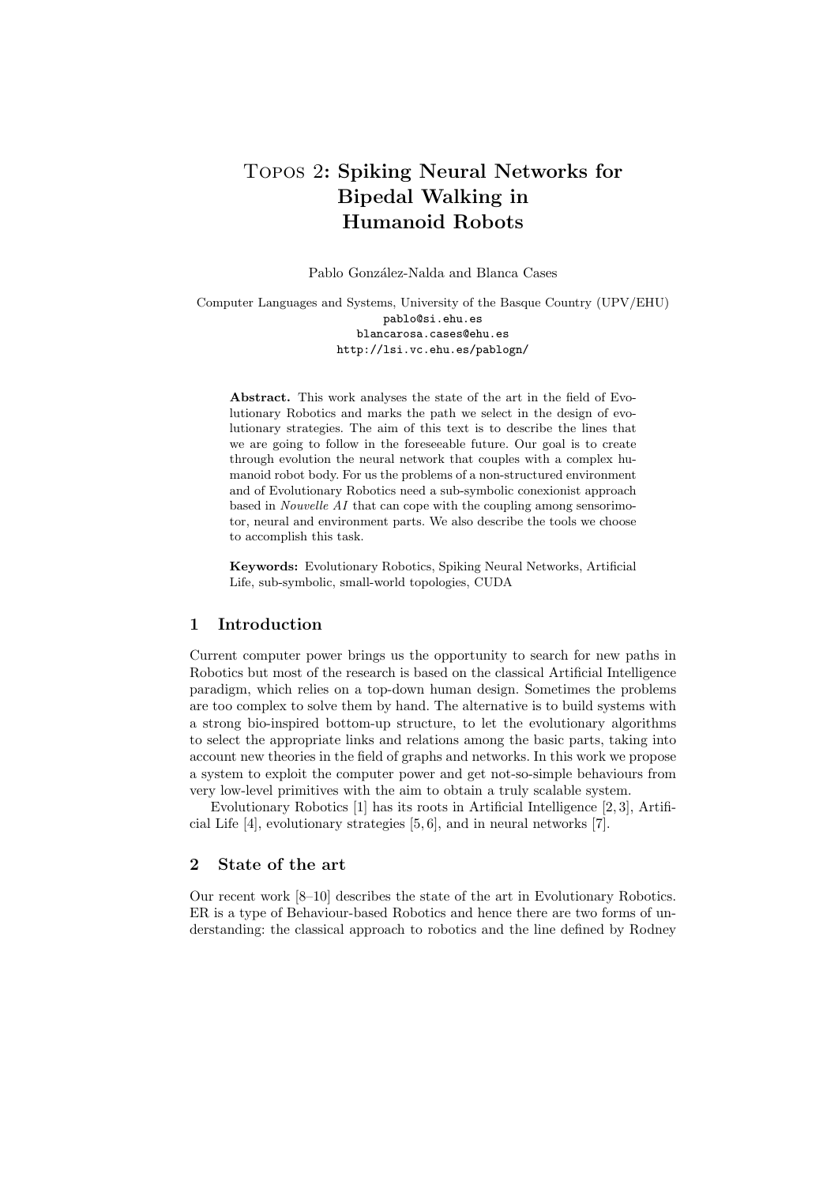# Topos 2: Spiking Neural Networks for Bipedal Walking in Humanoid Robots

Pablo González-Nalda and Blanca Cases

Computer Languages and Systems, University of the Basque Country (UPV/EHU)
pablo@si.ehu.es
blancarosa.cases@ehu.es
http://lsi.vc.ehu.es/pablogn/

**Abstract.** This work analyses the state of the art in the field of Evolutionary Robotics and marks the path we select in the design of evolutionary strategies. The aim of this text is to describe the lines that we are going to follow in the foreseeable future. Our goal is to create through evolution the neural network that couples with a complex humanoid robot body. For us the problems of a non-structured environment and of Evolutionary Robotics need a sub-symbolic conexionist approach based in *Nouvelle AI* that can cope with the coupling among sensorimotor, neural and environment parts. We also describe the tools we choose to accomplish this task.

**Keywords:** Evolutionary Robotics, Spiking Neural Networks, Artificial Life, sub-symbolic, small-world topologies, CUDA

## 1 Introduction

Current computer power brings us the opportunity to search for new paths in Robotics but most of the research is based on the classical Artificial Intelligence paradigm, which relies on a top-down human design. Sometimes the problems are too complex to solve them by hand. The alternative is to build systems with a strong bio-inspired bottom-up structure, to let the evolutionary algorithms to select the appropriate links and relations among the basic parts, taking into account new theories in the field of graphs and networks. In this work we propose a system to exploit the computer power and get not-so-simple behaviours from very low-level primitives with the aim to obtain a truly scalable system.

Evolutionary Robotics [1] has its roots in Artificial Intelligence [2, 3], Artificial Life [4], evolutionary strategies [5, 6], and in neural networks [7].

## 2 State of the art

Our recent work [8–10] describes the state of the art in Evolutionary Robotics. ER is a type of Behaviour-based Robotics and hence there are two forms of understanding: the classical approach to robotics and the line defined by Rodney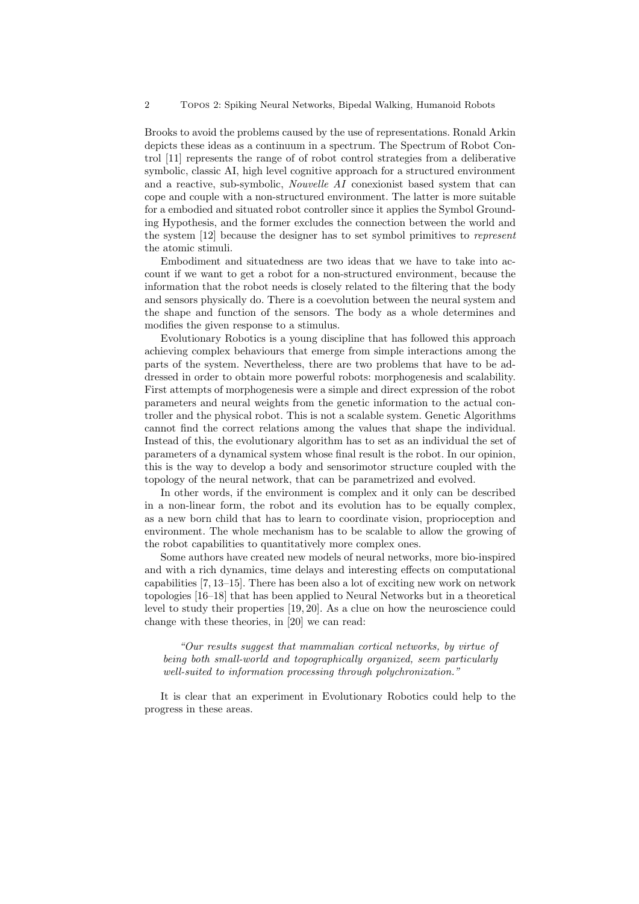Brooks to avoid the problems caused by the use of representations. Ronald Arkin depicts these ideas as a continuum in a spectrum. The Spectrum of Robot Control [11] represents the range of of robot control strategies from a deliberative symbolic, classic AI, high level cognitive approach for a structured environment and a reactive, sub-symbolic, *Nouvelle AI* conexionist based system that can cope and couple with a non-structured environment. The latter is more suitable for a embodied and situated robot controller since it applies the Symbol Grounding Hypothesis, and the former excludes the connection between the world and the system [12] because the designer has to set symbol primitives to *represent* the atomic stimuli.

Embodiment and situatedness are two ideas that we have to take into account if we want to get a robot for a non-structured environment, because the information that the robot needs is closely related to the filtering that the body and sensors physically do. There is a coevolution between the neural system and the shape and function of the sensors. The body as a whole determines and modifies the given response to a stimulus.

Evolutionary Robotics is a young discipline that has followed this approach achieving complex behaviours that emerge from simple interactions among the parts of the system. Nevertheless, there are two problems that have to be addressed in order to obtain more powerful robots: morphogenesis and scalability. First attempts of morphogenesis were a simple and direct expression of the robot parameters and neural weights from the genetic information to the actual controller and the physical robot. This is not a scalable system. Genetic Algorithms cannot find the correct relations among the values that shape the individual. Instead of this, the evolutionary algorithm has to set as an individual the set of parameters of a dynamical system whose final result is the robot. In our opinion, this is the way to develop a body and sensorimotor structure coupled with the topology of the neural network, that can be parametrized and evolved.

In other words, if the environment is complex and it only can be described in a non-linear form, the robot and its evolution has to be equally complex, as a new born child that has to learn to coordinate vision, proprioception and environment. The whole mechanism has to be scalable to allow the growing of the robot capabilities to quantitatively more complex ones.

Some authors have created new models of neural networks, more bio-inspired and with a rich dynamics, time delays and interesting effects on computational capabilities [7, 13–15]. There has been also a lot of exciting new work on network topologies [16–18] that has been applied to Neural Networks but in a theoretical level to study their properties [19, 20]. As a clue on how the neuroscience could change with these theories, in [20] we can read:

> *"Our results suggest that mammalian cortical networks, by virtue of being both small-world and topographically organized, seem particularly well-suited to information processing through polychronization."*

It is clear that an experiment in Evolutionary Robotics could help to the progress in these areas.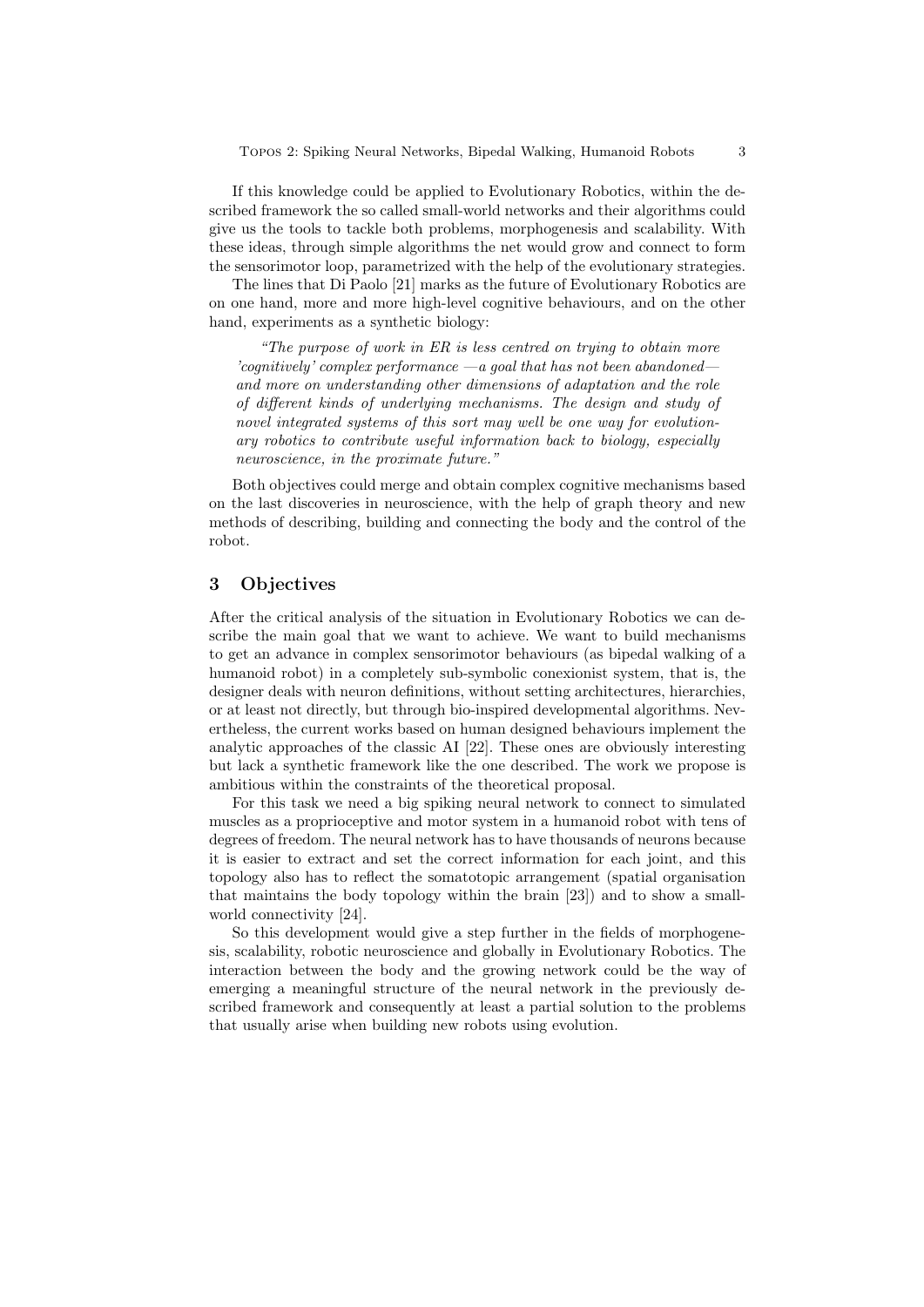If this knowledge could be applied to Evolutionary Robotics, within the described framework the so called small-world networks and their algorithms could give us the tools to tackle both problems, morphogenesis and scalability. With these ideas, through simple algorithms the net would grow and connect to form the sensorimotor loop, parametrized with the help of the evolutionary strategies.

The lines that Di Paolo [21] marks as the future of Evolutionary Robotics are on one hand, more and more high-level cognitive behaviours, and on the other hand, experiments as a synthetic biology:

> *"The purpose of work in ER is less centred on trying to obtain more 'cognitively' complex performance —a goal that has not been abandoned— and more on understanding other dimensions of adaptation and the role of different kinds of underlying mechanisms. The design and study of novel integrated systems of this sort may well be one way for evolutionary robotics to contribute useful information back to biology, especially neuroscience, in the proximate future."*

Both objectives could merge and obtain complex cognitive mechanisms based on the last discoveries in neuroscience, with the help of graph theory and new methods of describing, building and connecting the body and the control of the robot.

## 3 Objectives

After the critical analysis of the situation in Evolutionary Robotics we can describe the main goal that we want to achieve. We want to build mechanisms to get an advance in complex sensorimotor behaviours (as bipedal walking of a humanoid robot) in a completely sub-symbolic conexionist system, that is, the designer deals with neuron definitions, without setting architectures, hierarchies, or at least not directly, but through bio-inspired developmental algorithms. Nevertheless, the current works based on human designed behaviours implement the analytic approaches of the classic AI [22]. These ones are obviously interesting but lack a synthetic framework like the one described. The work we propose is ambitious within the constraints of the theoretical proposal.

For this task we need a big spiking neural network to connect to simulated muscles as a proprioceptive and motor system in a humanoid robot with tens of degrees of freedom. The neural network has to have thousands of neurons because it is easier to extract and set the correct information for each joint, and this topology also has to reflect the somatotopic arrangement (spatial organisation that maintains the body topology within the brain [23]) and to show a small-world connectivity [24].

So this development would give a step further in the fields of morphogenesis, scalability, robotic neuroscience and globally in Evolutionary Robotics. The interaction between the body and the growing network could be the way of emerging a meaningful structure of the neural network in the previously described framework and consequently at least a partial solution to the problems that usually arise when building new robots using evolution.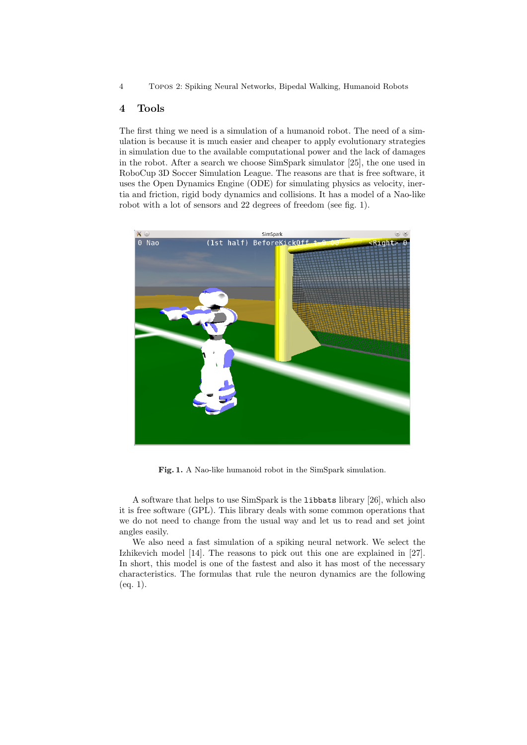## 4 Tools

The first thing we need is a simulation of a humanoid robot. The need of a simulation is because it is much easier and cheaper to apply evolutionary strategies in simulation due to the available computational power and the lack of damages in the robot. After a search we choose SimSpark simulator [25], the one used in RoboCup 3D Soccer Simulation League. The reasons are that is free software, it uses the Open Dynamics Engine (ODE) for simulating physics as velocity, inertia and friction, rigid body dynamics and collisions. It has a model of a Nao-like robot with a lot of sensors and 22 degrees of freedom (see fig. 1).

**Fig. 1.** A Nao-like humanoid robot in the SimSpark simulation.

A software that helps to use SimSpark is the `libbats` library [26], which also it is free software (GPL). This library deals with some common operations that we do not need to change from the usual way and let us to read and set joint angles easily.

We also need a fast simulation of a spiking neural network. We select the Izhikevich model [14]. The reasons to pick out this one are explained in [27]. In short, this model is one of the fastest and also it has most of the necessary characteristics. The formulas that rule the neuron dynamics are the following (eq. 1).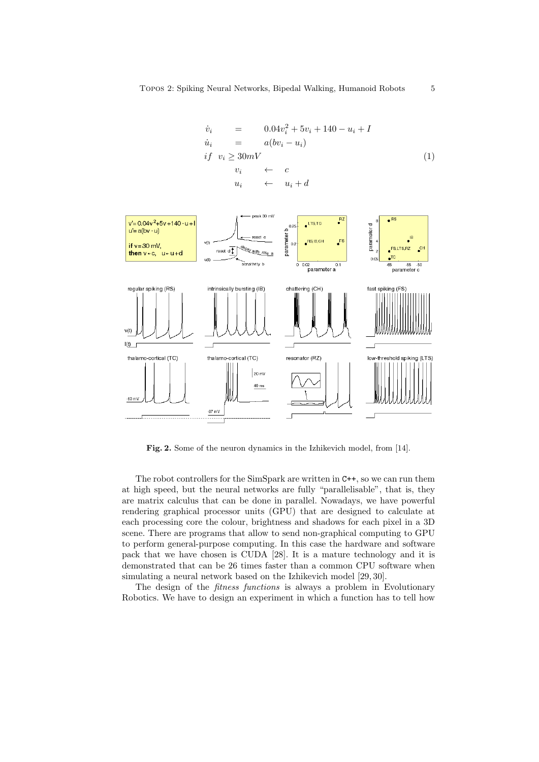$$
\begin{aligned}
\dot{v}_i &= 0.04v_i^2 + 5v_i + 140 - u_i + I \\
\dot{u}_i &= a(bv_i - u_i) \\
if \;\; v_i &\geq 30mV \\
v_i &\leftarrow c \\
u_i &\leftarrow u_i + d
\end{aligned}
\tag{1}
$$

**Fig. 2.** Some of the neuron dynamics in the Izhikevich model, from [14].

The robot controllers for the SimSpark are written in C++, so we can run them at high speed, but the neural networks are fully "parallelisable", that is, they are matrix calculus that can be done in parallel. Nowadays, we have powerful rendering graphical processor units (GPU) that are designed to calculate at each processing core the colour, brightness and shadows for each pixel in a 3D scene. There are programs that allow to send non-graphical computing to GPU to perform general-purpose computing. In this case the hardware and software pack that we have chosen is CUDA [28]. It is a mature technology and it is demonstrated that can be 26 times faster than a common CPU software when simulating a neural network based on the Izhikevich model [29, 30].

The design of the *fitness functions* is always a problem in Evolutionary Robotics. We have to design an experiment in which a function has to tell how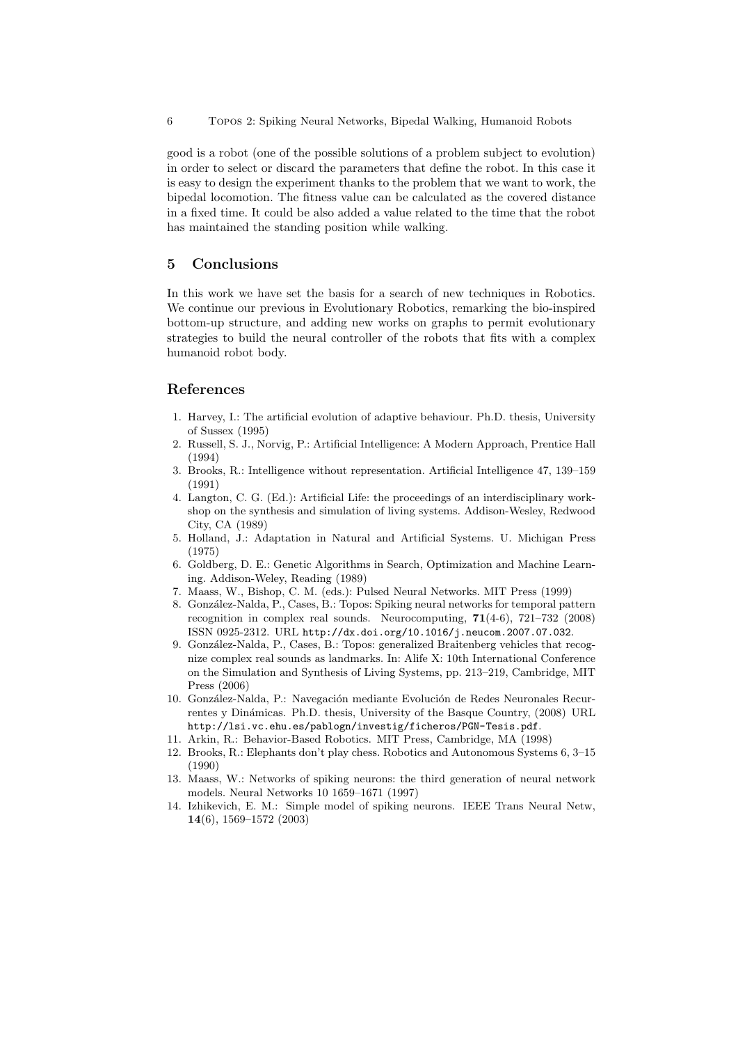good is a robot (one of the possible solutions of a problem subject to evolution) in order to select or discard the parameters that define the robot. In this case it is easy to design the experiment thanks to the problem that we want to work, the bipedal locomotion. The fitness value can be calculated as the covered distance in a fixed time. It could be also added a value related to the time that the robot has maintained the standing position while walking.

## 5 Conclusions

In this work we have set the basis for a search of new techniques in Robotics. We continue our previous in Evolutionary Robotics, remarking the bio-inspired bottom-up structure, and adding new works on graphs to permit evolutionary strategies to build the neural controller of the robots that fits with a complex humanoid robot body.

## References

1. Harvey, I.: The artificial evolution of adaptive behaviour. Ph.D. thesis, University of Sussex (1995)
2. Russell, S. J., Norvig, P.: Artificial Intelligence: A Modern Approach, Prentice Hall (1994)
3. Brooks, R.: Intelligence without representation. Artificial Intelligence 47, 139–159 (1991)
4. Langton, C. G. (Ed.): Artificial Life: the proceedings of an interdisciplinary workshop on the synthesis and simulation of living systems. Addison-Wesley, Redwood City, CA (1989)
5. Holland, J.: Adaptation in Natural and Artificial Systems. U. Michigan Press (1975)
6. Goldberg, D. E.: Genetic Algorithms in Search, Optimization and Machine Learning. Addison-Weley, Reading (1989)
7. Maass, W., Bishop, C. M. (eds.): Pulsed Neural Networks. MIT Press (1999)
8. González-Nalda, P., Cases, B.: Topos: Spiking neural networks for temporal pattern recognition in complex real sounds. Neurocomputing, **71**(4-6), 721–732 (2008) ISSN 0925-2312. URL `http://dx.doi.org/10.1016/j.neucom.2007.07.032`.
9. González-Nalda, P., Cases, B.: Topos: generalized Braitenberg vehicles that recognize complex real sounds as landmarks. In: Alife X: 10th International Conference on the Simulation and Synthesis of Living Systems, pp. 213–219, Cambridge, MIT Press (2006)
10. González-Nalda, P.: Navegación mediante Evolución de Redes Neuronales Recurrentes y Dinámicas. Ph.D. thesis, University of the Basque Country, (2008) URL `http://lsi.vc.ehu.es/pablogn/investig/ficheros/PGN-Tesis.pdf`.
11. Arkin, R.: Behavior-Based Robotics. MIT Press, Cambridge, MA (1998)
12. Brooks, R.: Elephants don't play chess. Robotics and Autonomous Systems 6, 3–15 (1990)
13. Maass, W.: Networks of spiking neurons: the third generation of neural network models. Neural Networks 10 1659–1671 (1997)
14. Izhikevich, E. M.: Simple model of spiking neurons. IEEE Trans Neural Netw, **14**(6), 1569–1572 (2003)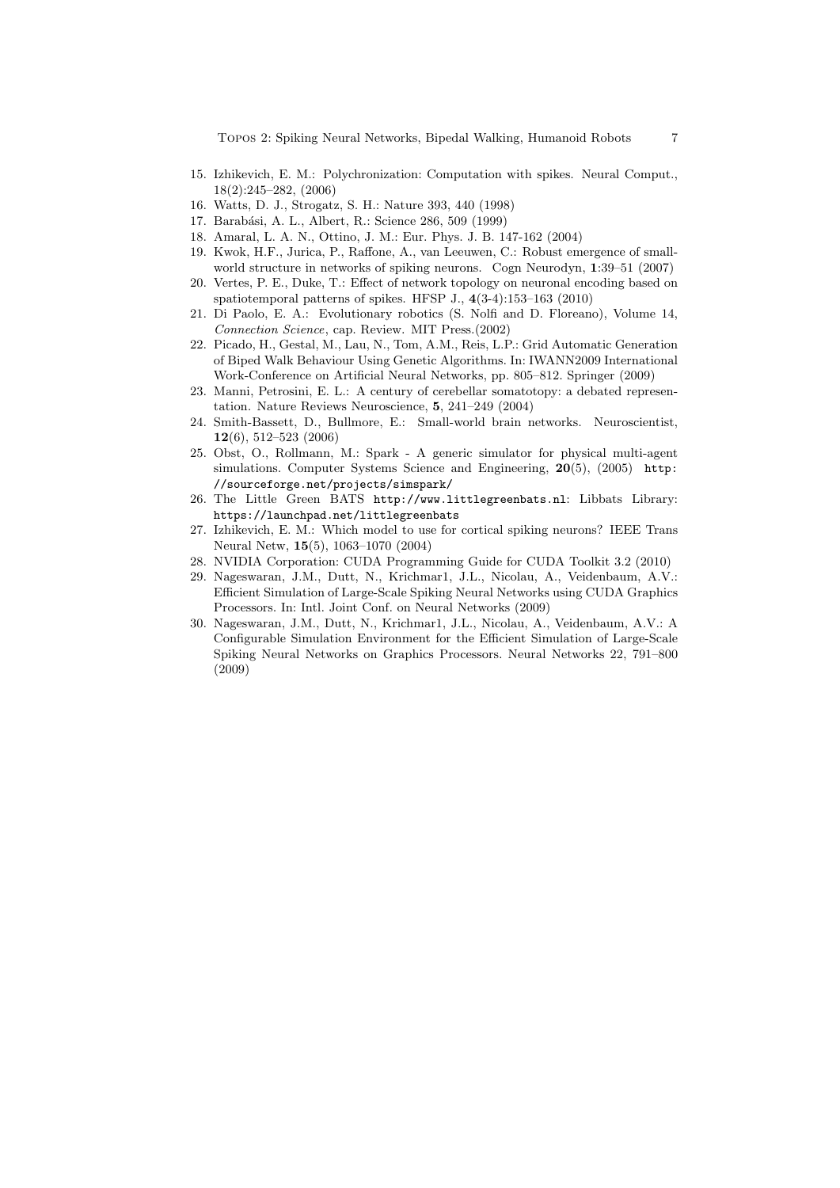15. Izhikevich, E. M.: Polychronization: Computation with spikes. Neural Comput., 18(2):245–282, (2006)
16. Watts, D. J., Strogatz, S. H.: Nature 393, 440 (1998)
17. Barabási, A. L., Albert, R.: Science 286, 509 (1999)
18. Amaral, L. A. N., Ottino, J. M.: Eur. Phys. J. B. 147-162 (2004)
19. Kwok, H.F., Jurica, P., Raffone, A., van Leeuwen, C.: Robust emergence of small-world structure in networks of spiking neurons. Cogn Neurodyn, **1**:39–51 (2007)
20. Vertes, P. E., Duke, T.: Effect of network topology on neuronal encoding based on spatiotemporal patterns of spikes. HFSP J., **4**(3-4):153–163 (2010)
21. Di Paolo, E. A.: Evolutionary robotics (S. Nolfi and D. Floreano), Volume 14, *Connection Science*, cap. Review. MIT Press.(2002)
22. Picado, H., Gestal, M., Lau, N., Tom, A.M., Reis, L.P.: Grid Automatic Generation of Biped Walk Behaviour Using Genetic Algorithms. In: IWANN2009 International Work-Conference on Artificial Neural Networks, pp. 805–812. Springer (2009)
23. Manni, Petrosini, E. L.: A century of cerebellar somatotopy: a debated representation. Nature Reviews Neuroscience, **5**, 241–249 (2004)
24. Smith-Bassett, D., Bullmore, E.: Small-world brain networks. Neuroscientist, **12**(6), 512–523 (2006)
25. Obst, O., Rollmann, M.: Spark - A generic simulator for physical multi-agent simulations. Computer Systems Science and Engineering, **20**(5), (2005) `http://sourceforge.net/projects/simspark/`
26. The Little Green BATS `http://www.littlegreenbats.nl`: Libbats Library: `https://launchpad.net/littlegreenbats`
27. Izhikevich, E. M.: Which model to use for cortical spiking neurons? IEEE Trans Neural Netw, **15**(5), 1063–1070 (2004)
28. NVIDIA Corporation: CUDA Programming Guide for CUDA Toolkit 3.2 (2010)
29. Nageswaran, J.M., Dutt, N., Krichmar1, J.L., Nicolau, A., Veidenbaum, A.V.: Efficient Simulation of Large-Scale Spiking Neural Networks using CUDA Graphics Processors. In: Intl. Joint Conf. on Neural Networks (2009)
30. Nageswaran, J.M., Dutt, N., Krichmar1, J.L., Nicolau, A., Veidenbaum, A.V.: A Configurable Simulation Environment for the Efficient Simulation of Large-Scale Spiking Neural Networks on Graphics Processors. Neural Networks 22, 791–800 (2009)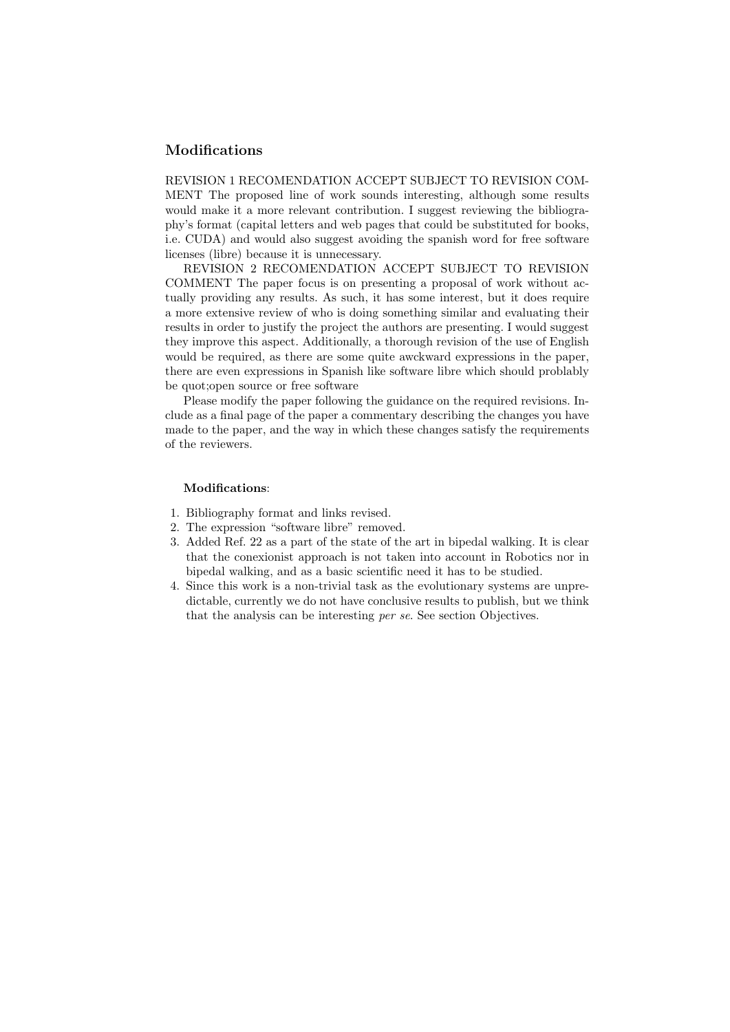## Modifications

REVISION 1 RECOMENDATION ACCEPT SUBJECT TO REVISION COMMENT The proposed line of work sounds interesting, although some results would make it a more relevant contribution. I suggest reviewing the bibliography's format (capital letters and web pages that could be substituted for books, i.e. CUDA) and would also suggest avoiding the spanish word for free software licenses (libre) because it is unnecessary.

REVISION 2 RECOMENDATION ACCEPT SUBJECT TO REVISION COMMENT The paper focus is on presenting a proposal of work without actually providing any results. As such, it has some interest, but it does require a more extensive review of who is doing something similar and evaluating their results in order to justify the project the authors are presenting. I would suggest they improve this aspect. Additionally, a thorough revision of the use of English would be required, as there are some quite awckward expressions in the paper, there are even expressions in Spanish like software libre which should problably be quot;open source or free software

Please modify the paper following the guidance on the required revisions. Include as a final page of the paper a commentary describing the changes you have made to the paper, and the way in which these changes satisfy the requirements of the reviewers.

**Modifications**:

1. Bibliography format and links revised.
2. The expression "software libre" removed.
3. Added Ref. 22 as a part of the state of the art in bipedal walking. It is clear that the conexionist approach is not taken into account in Robotics nor in bipedal walking, and as a basic scientific need it has to be studied.
4. Since this work is a non-trivial task as the evolutionary systems are unpredictable, currently we do not have conclusive results to publish, but we think that the analysis can be interesting *per se*. See section Objectives.